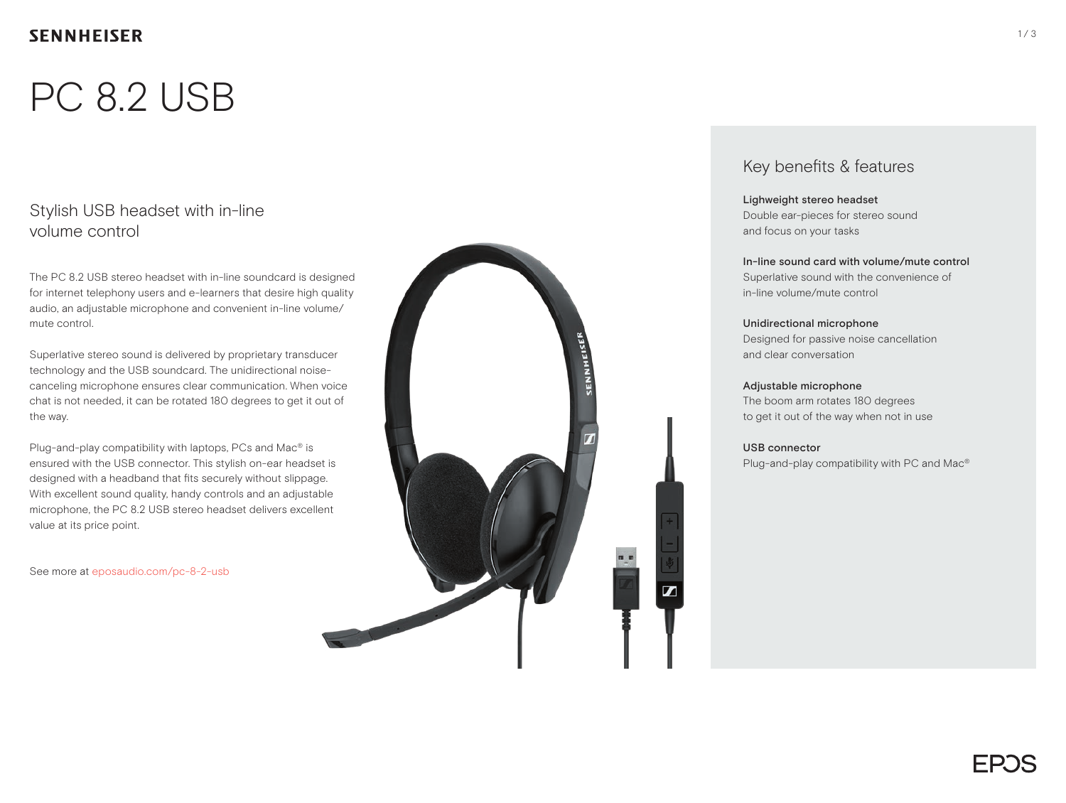# PC 8.2 USB

## Stylish USB headset with in-line volume control

The PC 8.2 USB stereo headset with in-line soundcard is designed for internet telephony users and e-learners that desire high quality audio, an adjustable microphone and convenient in-line volume/mute control.

Superlative stereo sound is delivered by proprietary transducer technology and the USB soundcard. The unidirectional noise-canceling microphone ensures clear communication. When voice chat is not needed, it can be rotated 180 degrees to get it out of the way.

Plug-and-play compatibility with laptops, PCs and Mac® is ensured with the USB connector. This stylish on-ear headset is designed with a headband that fits securely without slippage. With excellent sound quality, handy controls and an adjustable microphone, the PC 8.2 USB stereo headset delivers excellent value at its price point.

See more at eposaudio.com/pc-8-2-usb

## Key benefits & features

**Lighweight stereo headset**
Double ear-pieces for stereo sound and focus on your tasks

**In-line sound card with volume/mute control**
Superlative sound with the convenience of in-line volume/mute control

**Unidirectional microphone**
Designed for passive noise cancellation and clear conversation

**Adjustable microphone**
The boom arm rotates 180 degrees to get it out of the way when not in use

**USB connector**
Plug-and-play compatibility with PC and Mac®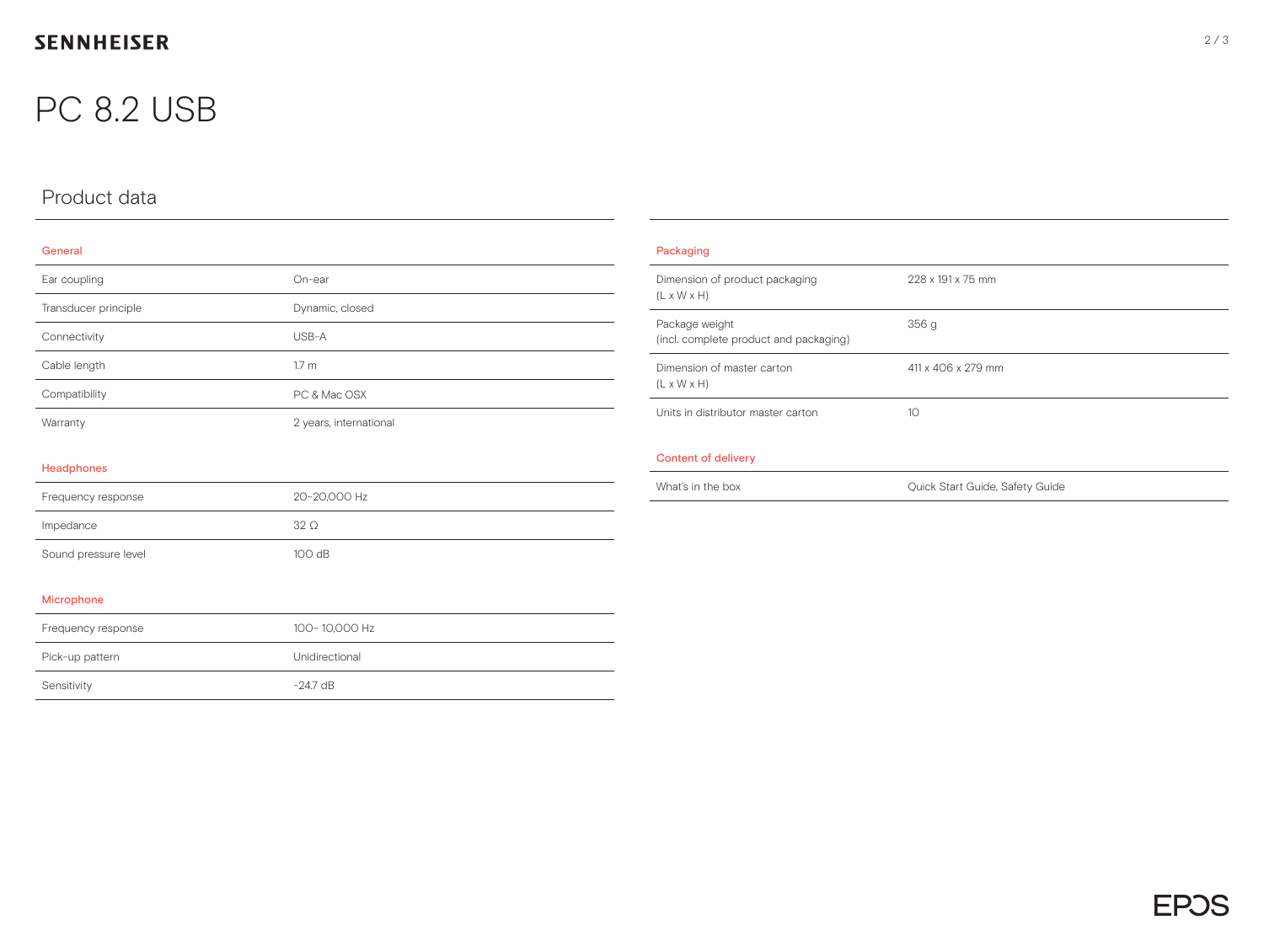# PC 8.2 USB

## Product data

### General

| | |
|---|---|
| Ear coupling | On-ear |
| Transducer principle | Dynamic, closed |
| Connectivity | USB-A |
| Cable length | 1.7 m |
| Compatibility | PC & Mac OSX |
| Warranty | 2 years, international |

### Headphones

| | |
|---|---|
| Frequency response | 20–20,000 Hz |
| Impedance | 32 Ω |
| Sound pressure level | 100 dB |

### Microphone

| | |
|---|---|
| Frequency response | 100- 10,000 Hz |
| Pick-up pattern | Unidirectional |
| Sensitivity | -24.7 dB |

### Packaging

| | |
|---|---|
| Dimension of product packaging (L x W x H) | 228 x 191 x 75 mm |
| Package weight (incl. complete product and packaging) | 356 g |
| Dimension of master carton (L x W x H) | 411 x 406 x 279 mm |
| Units in distributor master carton | 10 |

### Content of delivery

| | |
|---|---|
| What's in the box | Quick Start Guide, Safety Guide |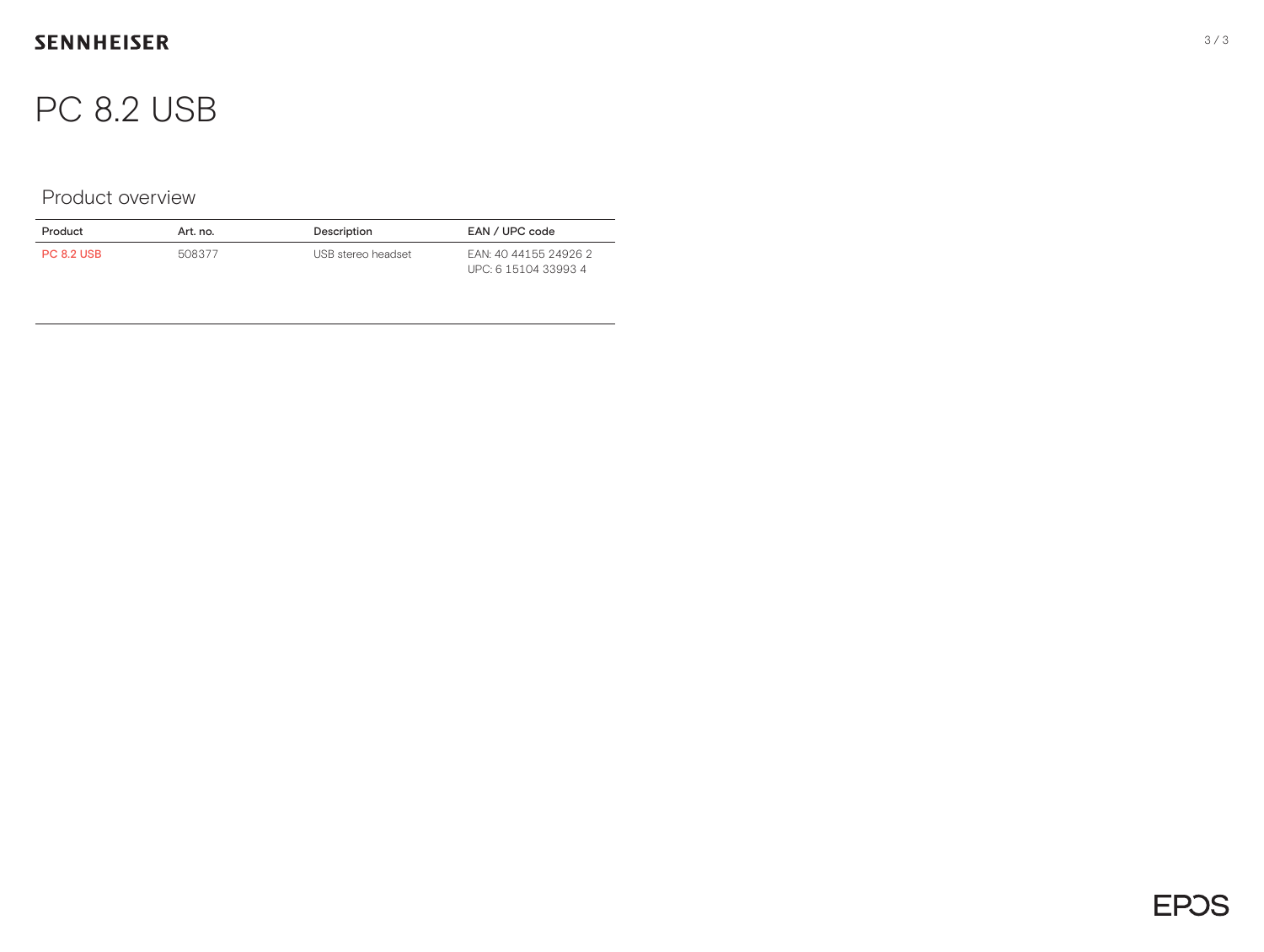# PC 8.2 USB

## Product overview

| Product | Art. no. | Description | EAN / UPC code |
|---|---|---|---|
| PC 8.2 USB | 508377 | USB stereo headset | EAN: 40 44155 24926 2<br>UPC: 6 15104 33993 4 |